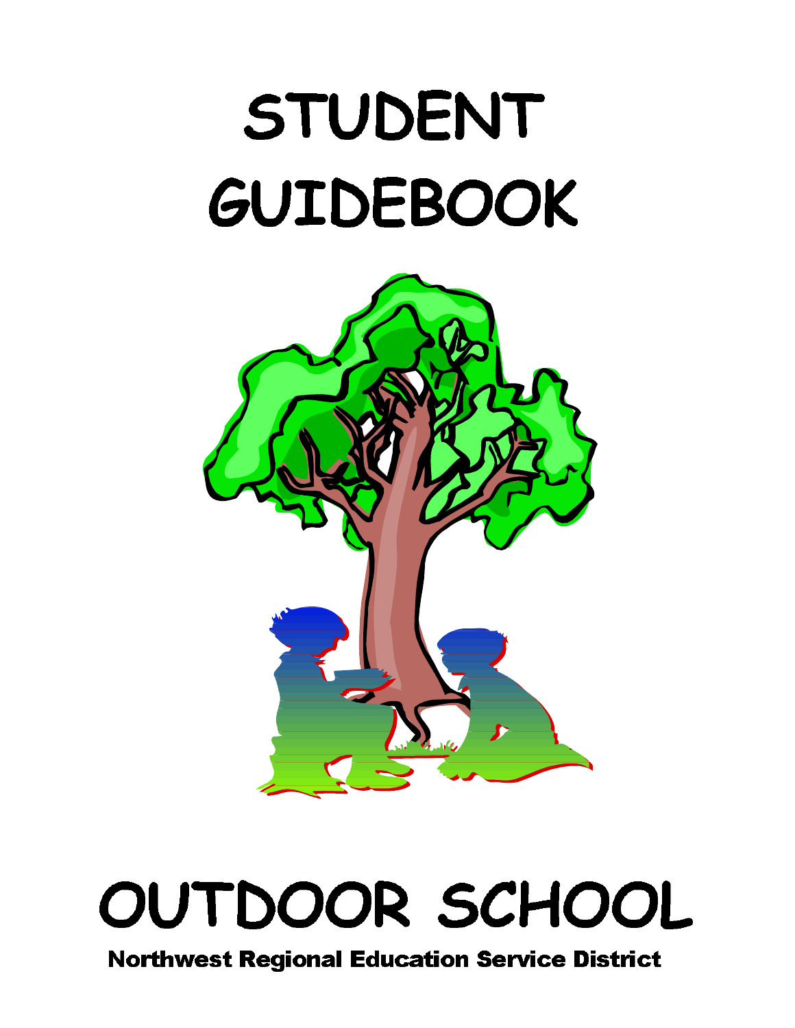# STUDENT GUIDEBOOK

# OUTDOOR SCHOOL

**Northwest Regional Education Service District**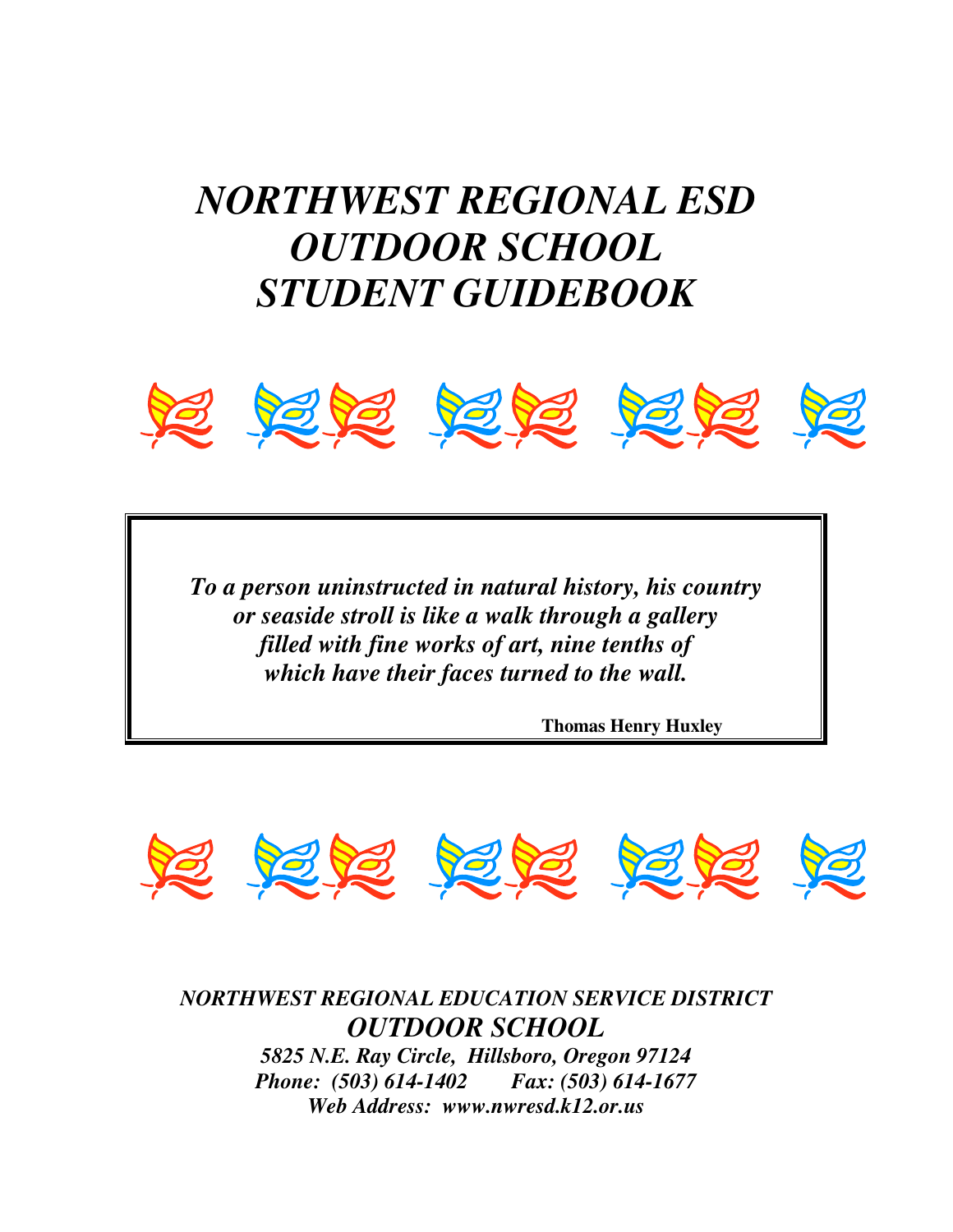# *NORTHWEST REGIONAL ESD OUTDOOR SCHOOL STUDENT GUIDEBOOK*

> ***To a person uninstructed in natural history, his country or seaside stroll is like a walk through a gallery filled with fine works of art, nine tenths of which have their faces turned to the wall.***
>
> **Thomas Henry Huxley**

***NORTHWEST REGIONAL EDUCATION SERVICE DISTRICT***

***OUTDOOR SCHOOL***

***5825 N.E. Ray Circle, Hillsboro, Oregon 97124***

***Phone: (503) 614-1402 Fax: (503) 614-1677***

***Web Address: www.nwresd.k12.or.us***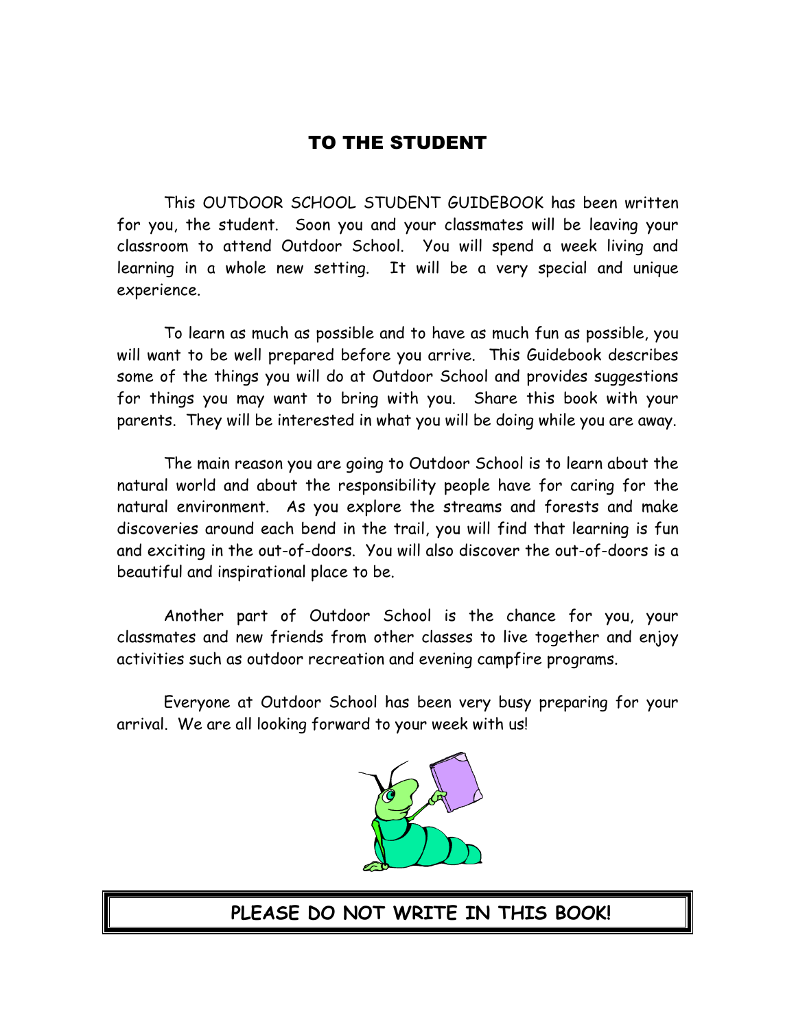# TO THE STUDENT

This OUTDOOR SCHOOL STUDENT GUIDEBOOK has been written for you, the student. Soon you and your classmates will be leaving your classroom to attend Outdoor School. You will spend a week living and learning in a whole new setting. It will be a very special and unique experience.

To learn as much as possible and to have as much fun as possible, you will want to be well prepared before you arrive. This Guidebook describes some of the things you will do at Outdoor School and provides suggestions for things you may want to bring with you. Share this book with your parents. They will be interested in what you will be doing while you are away.

The main reason you are going to Outdoor School is to learn about the natural world and about the responsibility people have for caring for the natural environment. As you explore the streams and forests and make discoveries around each bend in the trail, you will find that learning is fun and exciting in the out-of-doors. You will also discover the out-of-doors is a beautiful and inspirational place to be.

Another part of Outdoor School is the chance for you, your classmates and new friends from other classes to live together and enjoy activities such as outdoor recreation and evening campfire programs.

Everyone at Outdoor School has been very busy preparing for your arrival. We are all looking forward to your week with us!

**PLEASE DO NOT WRITE IN THIS BOOK!**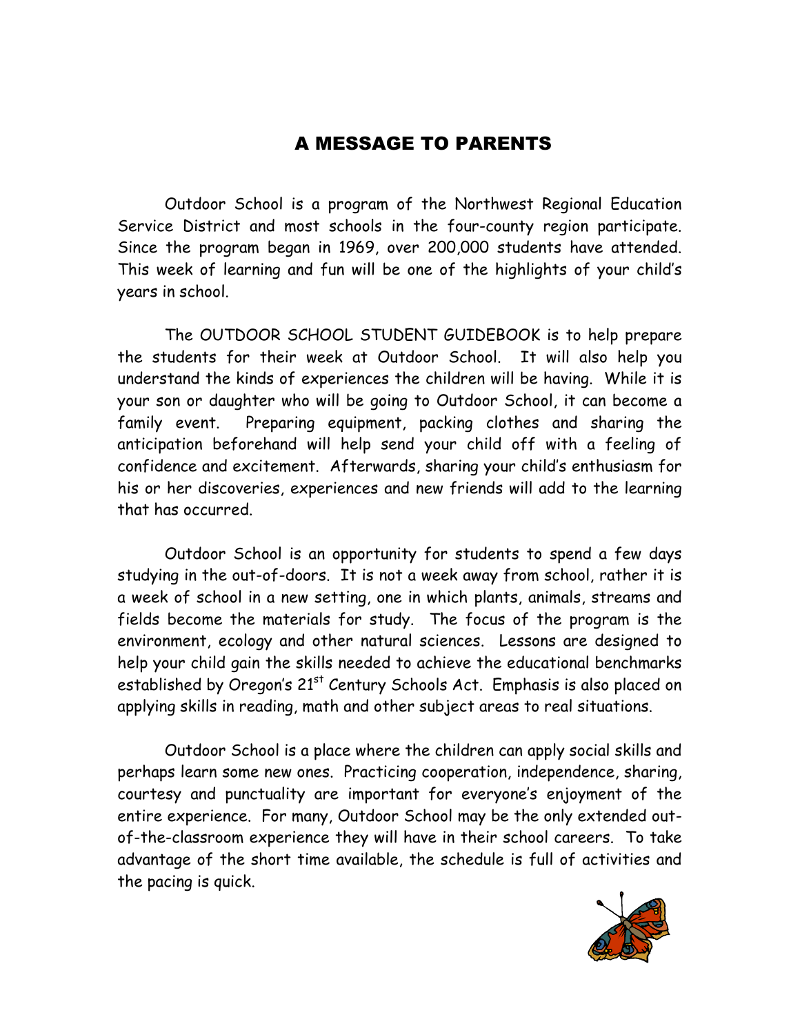# A MESSAGE TO PARENTS

Outdoor School is a program of the Northwest Regional Education Service District and most schools in the four-county region participate. Since the program began in 1969, over 200,000 students have attended. This week of learning and fun will be one of the highlights of your child's years in school.

The OUTDOOR SCHOOL STUDENT GUIDEBOOK is to help prepare the students for their week at Outdoor School. It will also help you understand the kinds of experiences the children will be having. While it is your son or daughter who will be going to Outdoor School, it can become a family event. Preparing equipment, packing clothes and sharing the anticipation beforehand will help send your child off with a feeling of confidence and excitement. Afterwards, sharing your child's enthusiasm for his or her discoveries, experiences and new friends will add to the learning that has occurred.

Outdoor School is an opportunity for students to spend a few days studying in the out-of-doors. It is not a week away from school, rather it is a week of school in a new setting, one in which plants, animals, streams and fields become the materials for study. The focus of the program is the environment, ecology and other natural sciences. Lessons are designed to help your child gain the skills needed to achieve the educational benchmarks established by Oregon's 21st Century Schools Act. Emphasis is also placed on applying skills in reading, math and other subject areas to real situations.

Outdoor School is a place where the children can apply social skills and perhaps learn some new ones. Practicing cooperation, independence, sharing, courtesy and punctuality are important for everyone's enjoyment of the entire experience. For many, Outdoor School may be the only extended out-of-the-classroom experience they will have in their school careers. To take advantage of the short time available, the schedule is full of activities and the pacing is quick.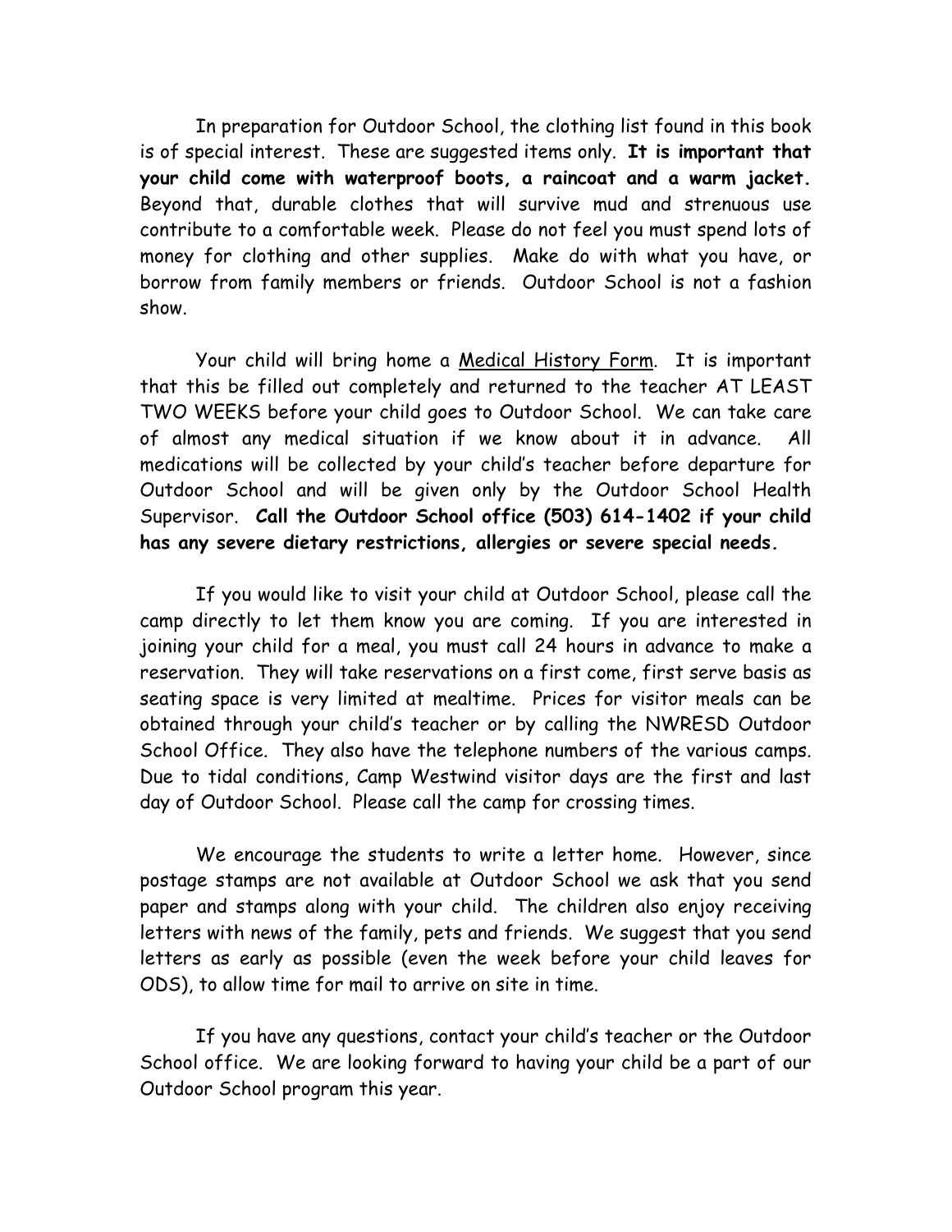In preparation for Outdoor School, the clothing list found in this book is of special interest. These are suggested items only. **It is important that your child come with waterproof boots, a raincoat and a warm jacket.** Beyond that, durable clothes that will survive mud and strenuous use contribute to a comfortable week. Please do not feel you must spend lots of money for clothing and other supplies. Make do with what you have, or borrow from family members or friends. Outdoor School is not a fashion show.

Your child will bring home a <u>Medical History Form</u>. It is important that this be filled out completely and returned to the teacher AT LEAST TWO WEEKS before your child goes to Outdoor School. We can take care of almost any medical situation if we know about it in advance. All medications will be collected by your child's teacher before departure for Outdoor School and will be given only by the Outdoor School Health Supervisor. **Call the Outdoor School office (503) 614-1402 if your child has any severe dietary restrictions, allergies or severe special needs.**

If you would like to visit your child at Outdoor School, please call the camp directly to let them know you are coming. If you are interested in joining your child for a meal, you must call 24 hours in advance to make a reservation. They will take reservations on a first come, first serve basis as seating space is very limited at mealtime. Prices for visitor meals can be obtained through your child's teacher or by calling the NWRESD Outdoor School Office. They also have the telephone numbers of the various camps. Due to tidal conditions, Camp Westwind visitor days are the first and last day of Outdoor School. Please call the camp for crossing times.

We encourage the students to write a letter home. However, since postage stamps are not available at Outdoor School we ask that you send paper and stamps along with your child. The children also enjoy receiving letters with news of the family, pets and friends. We suggest that you send letters as early as possible (even the week before your child leaves for ODS), to allow time for mail to arrive on site in time.

If you have any questions, contact your child's teacher or the Outdoor School office. We are looking forward to having your child be a part of our Outdoor School program this year.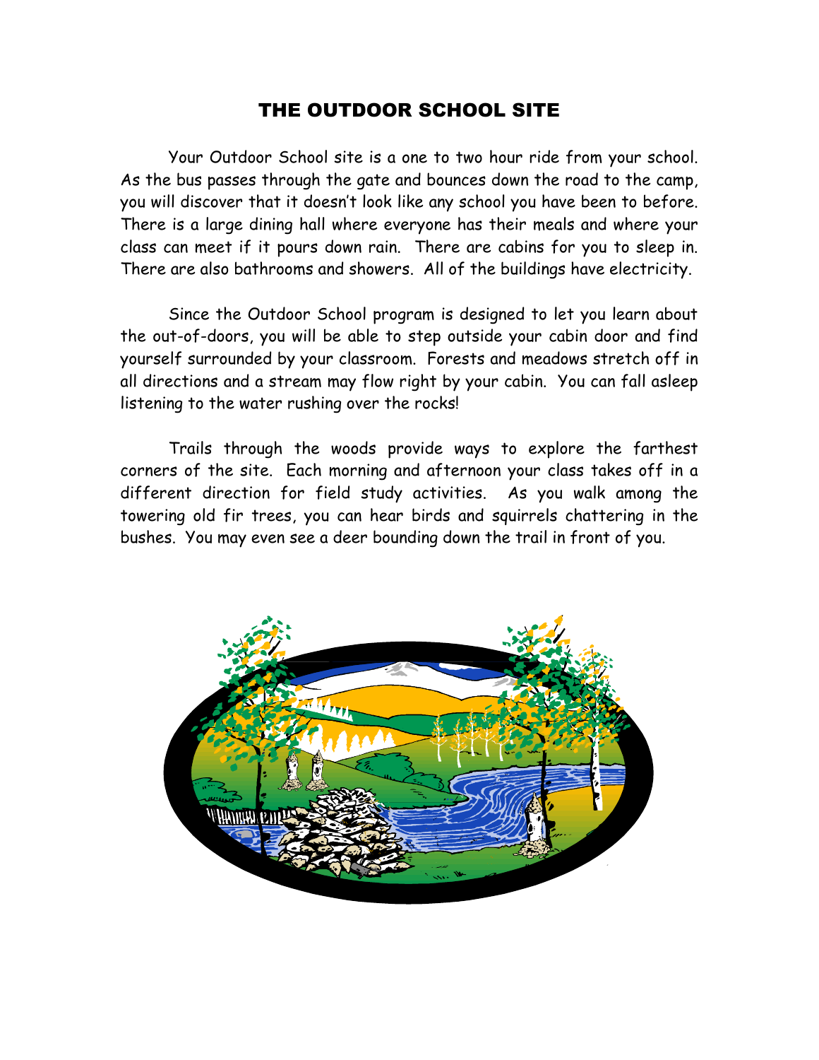# THE OUTDOOR SCHOOL SITE

Your Outdoor School site is a one to two hour ride from your school. As the bus passes through the gate and bounces down the road to the camp, you will discover that it doesn't look like any school you have been to before. There is a large dining hall where everyone has their meals and where your class can meet if it pours down rain. There are cabins for you to sleep in. There are also bathrooms and showers. All of the buildings have electricity.

Since the Outdoor School program is designed to let you learn about the out-of-doors, you will be able to step outside your cabin door and find yourself surrounded by your classroom. Forests and meadows stretch off in all directions and a stream may flow right by your cabin. You can fall asleep listening to the water rushing over the rocks!

Trails through the woods provide ways to explore the farthest corners of the site. Each morning and afternoon your class takes off in a different direction for field study activities. As you walk among the towering old fir trees, you can hear birds and squirrels chattering in the bushes. You may even see a deer bounding down the trail in front of you.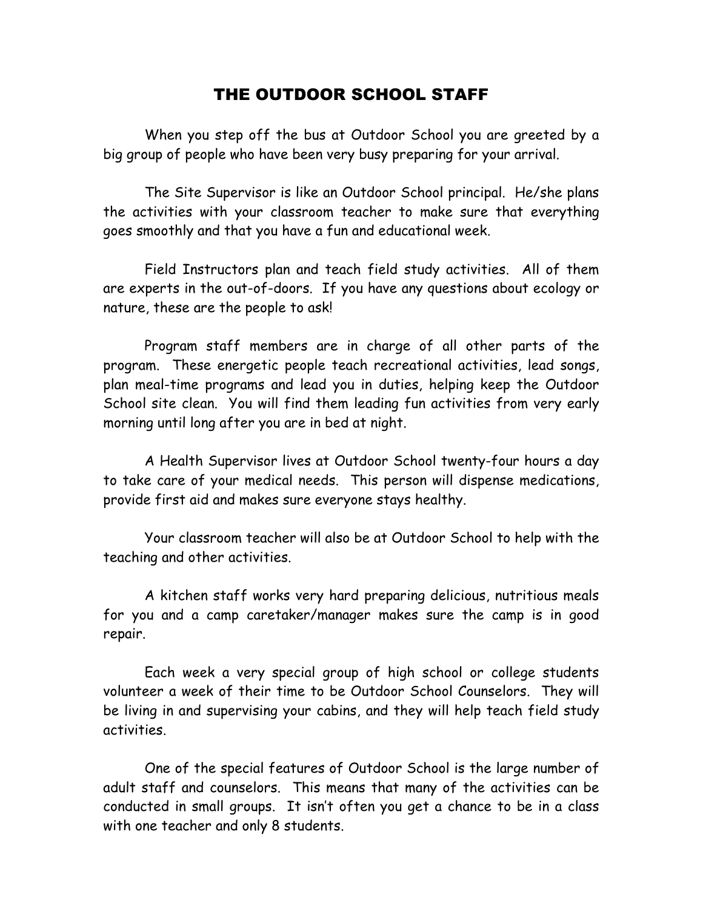# THE OUTDOOR SCHOOL STAFF

When you step off the bus at Outdoor School you are greeted by a big group of people who have been very busy preparing for your arrival.

The Site Supervisor is like an Outdoor School principal. He/she plans the activities with your classroom teacher to make sure that everything goes smoothly and that you have a fun and educational week.

Field Instructors plan and teach field study activities. All of them are experts in the out-of-doors. If you have any questions about ecology or nature, these are the people to ask!

Program staff members are in charge of all other parts of the program. These energetic people teach recreational activities, lead songs, plan meal-time programs and lead you in duties, helping keep the Outdoor School site clean. You will find them leading fun activities from very early morning until long after you are in bed at night.

A Health Supervisor lives at Outdoor School twenty-four hours a day to take care of your medical needs. This person will dispense medications, provide first aid and makes sure everyone stays healthy.

Your classroom teacher will also be at Outdoor School to help with the teaching and other activities.

A kitchen staff works very hard preparing delicious, nutritious meals for you and a camp caretaker/manager makes sure the camp is in good repair.

Each week a very special group of high school or college students volunteer a week of their time to be Outdoor School Counselors. They will be living in and supervising your cabins, and they will help teach field study activities.

One of the special features of Outdoor School is the large number of adult staff and counselors. This means that many of the activities can be conducted in small groups. It isn't often you get a chance to be in a class with one teacher and only 8 students.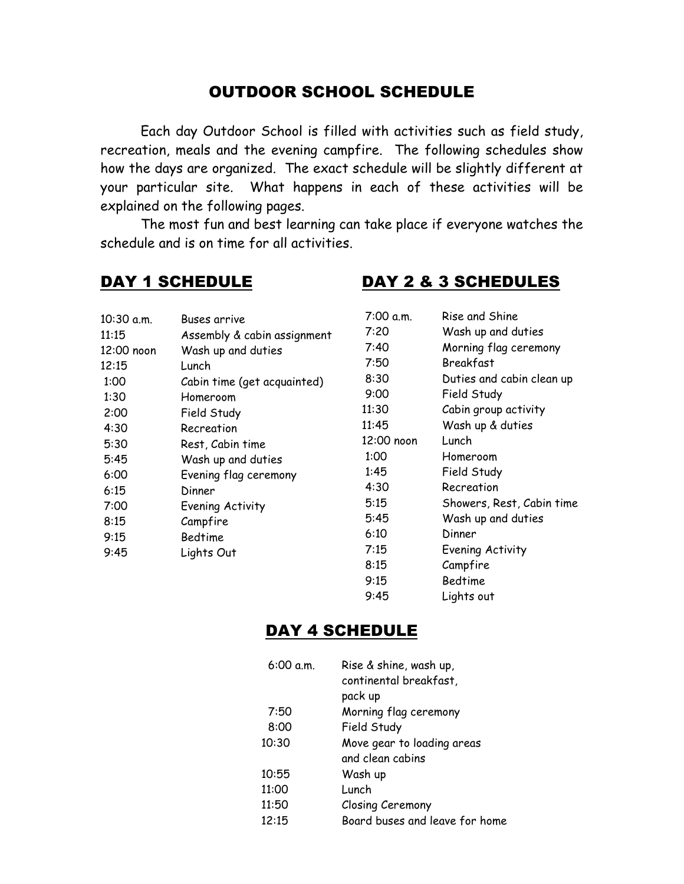# OUTDOOR SCHOOL SCHEDULE

Each day Outdoor School is filled with activities such as field study, recreation, meals and the evening campfire. The following schedules show how the days are organized. The exact schedule will be slightly different at your particular site. What happens in each of these activities will be explained on the following pages.

The most fun and best learning can take place if everyone watches the schedule and is on time for all activities.

## DAY 1 SCHEDULE

| | |
|---|---|
| 10:30 a.m. | Buses arrive |
| 11:15 | Assembly & cabin assignment |
| 12:00 noon | Wash up and duties |
| 12:15 | Lunch |
| 1:00 | Cabin time (get acquainted) |
| 1:30 | Homeroom |
| 2:00 | Field Study |
| 4:30 | Recreation |
| 5:30 | Rest, Cabin time |
| 5:45 | Wash up and duties |
| 6:00 | Evening flag ceremony |
| 6:15 | Dinner |
| 7:00 | Evening Activity |
| 8:15 | Campfire |
| 9:15 | Bedtime |
| 9:45 | Lights Out |

## DAY 2 & 3 SCHEDULES

| | |
|---|---|
| 7:00 a.m. | Rise and Shine |
| 7:20 | Wash up and duties |
| 7:40 | Morning flag ceremony |
| 7:50 | Breakfast |
| 8:30 | Duties and cabin clean up |
| 9:00 | Field Study |
| 11:30 | Cabin group activity |
| 11:45 | Wash up & duties |
| 12:00 noon | Lunch |
| 1:00 | Homeroom |
| 1:45 | Field Study |
| 4:30 | Recreation |
| 5:15 | Showers, Rest, Cabin time |
| 5:45 | Wash up and duties |
| 6:10 | Dinner |
| 7:15 | Evening Activity |
| 8:15 | Campfire |
| 9:15 | Bedtime |
| 9:45 | Lights out |

## DAY 4 SCHEDULE

| | |
|---|---|
| 6:00 a.m. | Rise & shine, wash up, continental breakfast, pack up |
| 7:50 | Morning flag ceremony |
| 8:00 | Field Study |
| 10:30 | Move gear to loading areas and clean cabins |
| 10:55 | Wash up |
| 11:00 | Lunch |
| 11:50 | Closing Ceremony |
| 12:15 | Board buses and leave for home |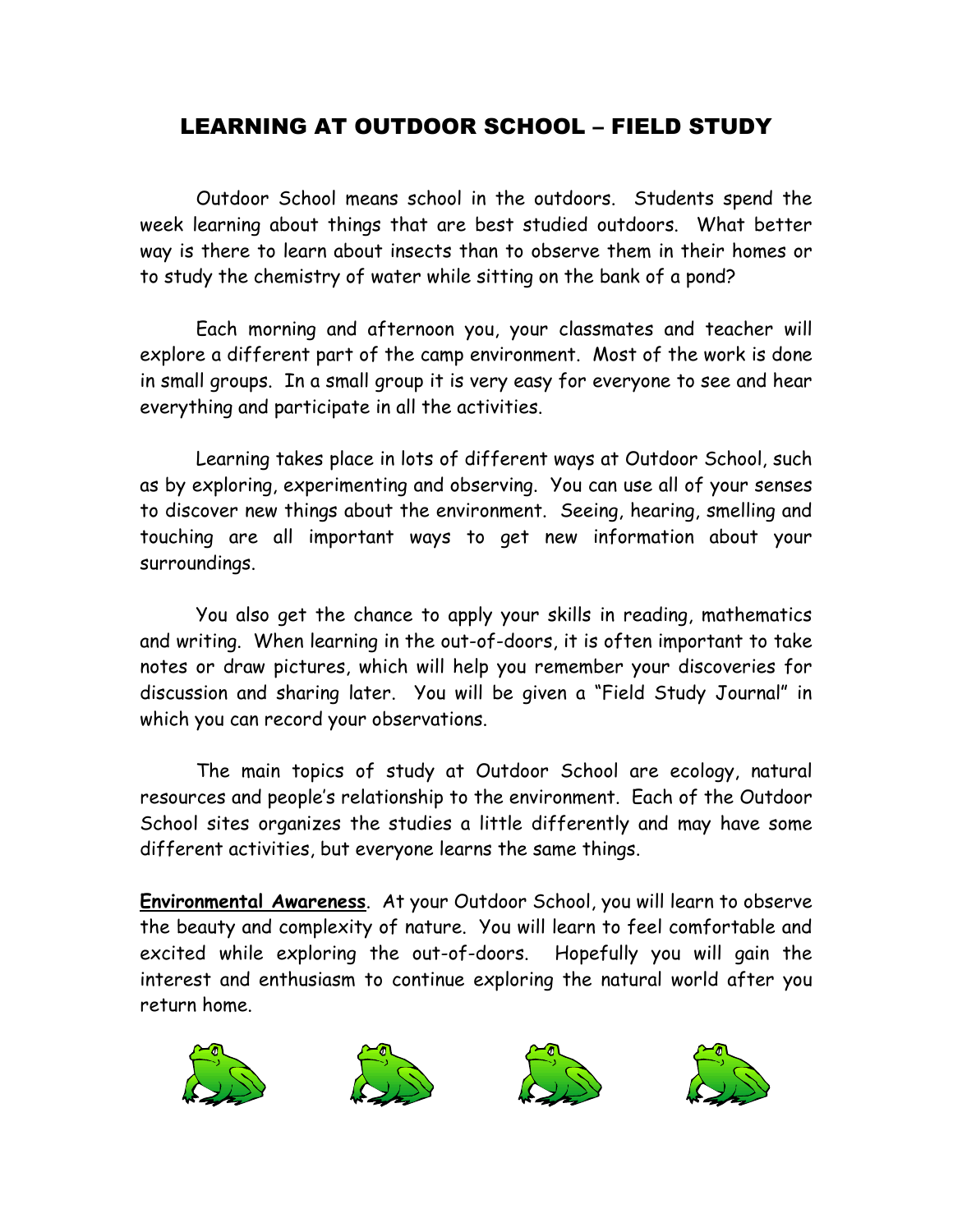# LEARNING AT OUTDOOR SCHOOL – FIELD STUDY

Outdoor School means school in the outdoors. Students spend the week learning about things that are best studied outdoors. What better way is there to learn about insects than to observe them in their homes or to study the chemistry of water while sitting on the bank of a pond?

Each morning and afternoon you, your classmates and teacher will explore a different part of the camp environment. Most of the work is done in small groups. In a small group it is very easy for everyone to see and hear everything and participate in all the activities.

Learning takes place in lots of different ways at Outdoor School, such as by exploring, experimenting and observing. You can use all of your senses to discover new things about the environment. Seeing, hearing, smelling and touching are all important ways to get new information about your surroundings.

You also get the chance to apply your skills in reading, mathematics and writing. When learning in the out-of-doors, it is often important to take notes or draw pictures, which will help you remember your discoveries for discussion and sharing later. You will be given a "Field Study Journal" in which you can record your observations.

The main topics of study at Outdoor School are ecology, natural resources and people's relationship to the environment. Each of the Outdoor School sites organizes the studies a little differently and may have some different activities, but everyone learns the same things.

**Environmental Awareness**. At your Outdoor School, you will learn to observe the beauty and complexity of nature. You will learn to feel comfortable and excited while exploring the out-of-doors. Hopefully you will gain the interest and enthusiasm to continue exploring the natural world after you return home.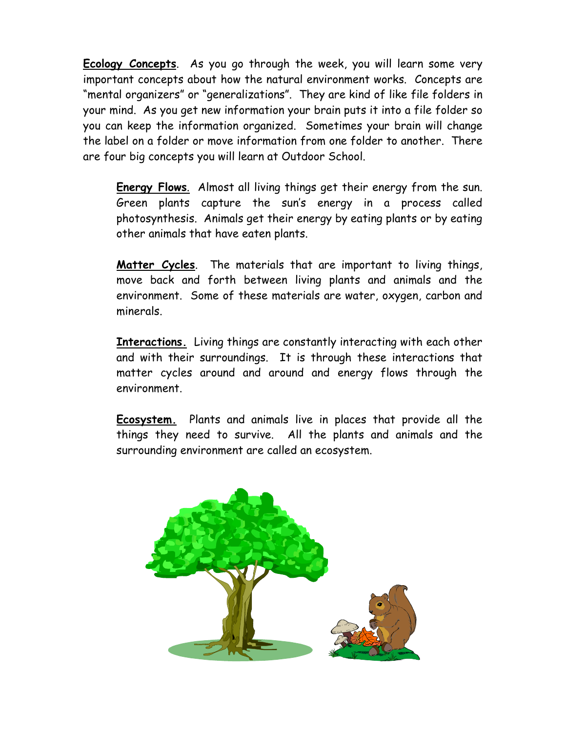**Ecology Concepts**. As you go through the week, you will learn some very important concepts about how the natural environment works. Concepts are "mental organizers" or "generalizations". They are kind of like file folders in your mind. As you get new information your brain puts it into a file folder so you can keep the information organized. Sometimes your brain will change the label on a folder or move information from one folder to another. There are four big concepts you will learn at Outdoor School.

**Energy Flows**. Almost all living things get their energy from the sun. Green plants capture the sun's energy in a process called photosynthesis. Animals get their energy by eating plants or by eating other animals that have eaten plants.

**Matter Cycles**. The materials that are important to living things, move back and forth between living plants and animals and the environment. Some of these materials are water, oxygen, carbon and minerals.

**Interactions.** Living things are constantly interacting with each other and with their surroundings. It is through these interactions that matter cycles around and around and energy flows through the environment.

**Ecosystem.** Plants and animals live in places that provide all the things they need to survive. All the plants and animals and the surrounding environment are called an ecosystem.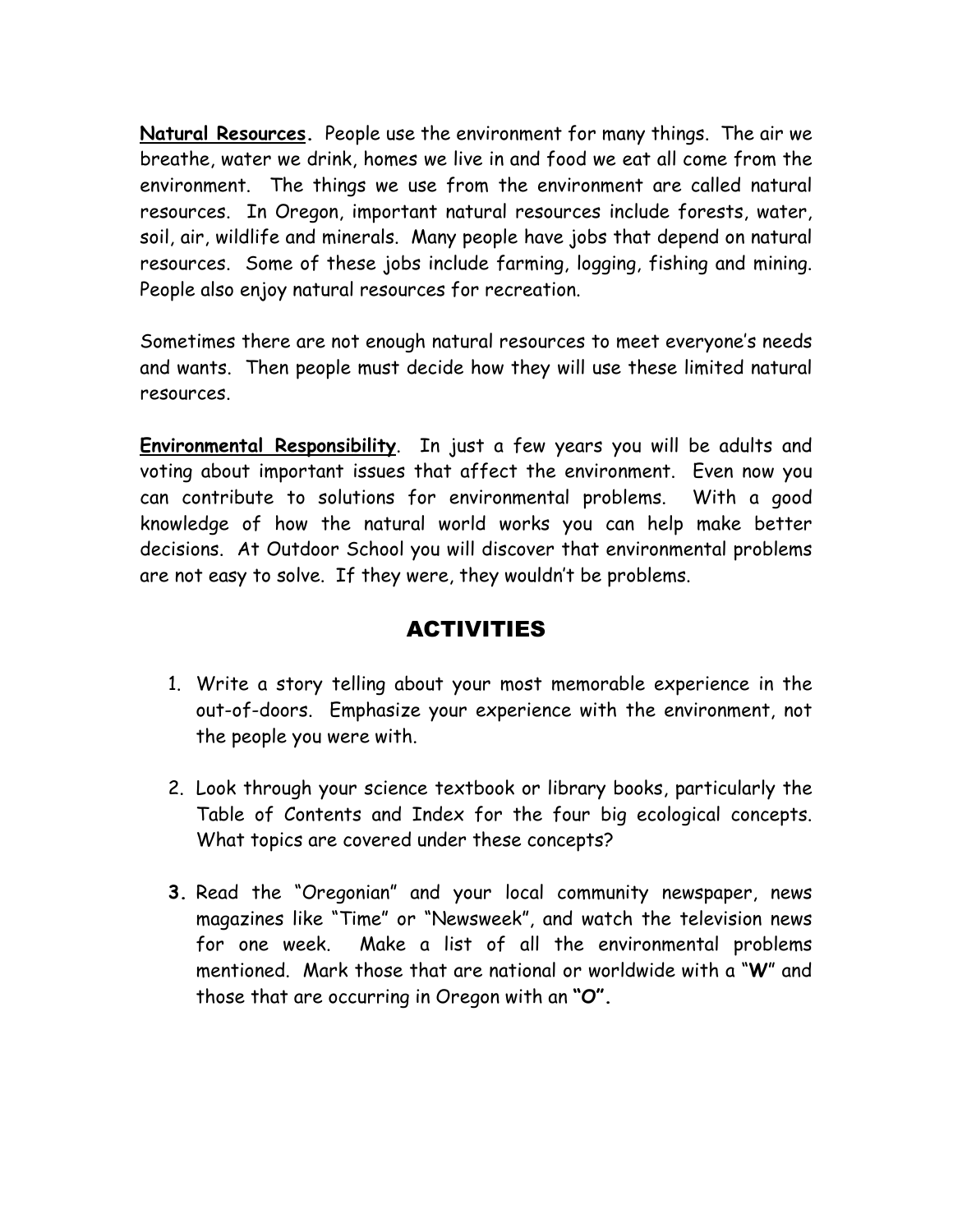**Natural Resources.** People use the environment for many things. The air we breathe, water we drink, homes we live in and food we eat all come from the environment. The things we use from the environment are called natural resources. In Oregon, important natural resources include forests, water, soil, air, wildlife and minerals. Many people have jobs that depend on natural resources. Some of these jobs include farming, logging, fishing and mining. People also enjoy natural resources for recreation.

Sometimes there are not enough natural resources to meet everyone's needs and wants. Then people must decide how they will use these limited natural resources.

**Environmental Responsibility**. In just a few years you will be adults and voting about important issues that affect the environment. Even now you can contribute to solutions for environmental problems. With a good knowledge of how the natural world works you can help make better decisions. At Outdoor School you will discover that environmental problems are not easy to solve. If they were, they wouldn't be problems.

## ACTIVITIES

1. Write a story telling about your most memorable experience in the out-of-doors. Emphasize your experience with the environment, not the people you were with.

2. Look through your science textbook or library books, particularly the Table of Contents and Index for the four big ecological concepts. What topics are covered under these concepts?

3. Read the "Oregonian" and your local community newspaper, news magazines like "Time" or "Newsweek", and watch the television news for one week. Make a list of all the environmental problems mentioned. Mark those that are national or worldwide with a "**W**" and those that are occurring in Oregon with an **"O".**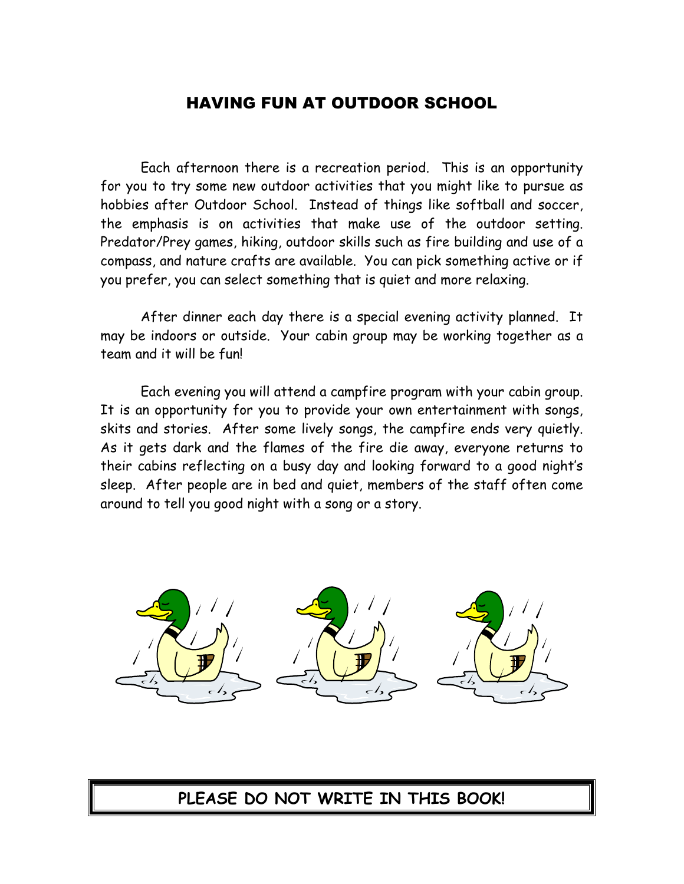# HAVING FUN AT OUTDOOR SCHOOL

Each afternoon there is a recreation period. This is an opportunity for you to try some new outdoor activities that you might like to pursue as hobbies after Outdoor School. Instead of things like softball and soccer, the emphasis is on activities that make use of the outdoor setting. Predator/Prey games, hiking, outdoor skills such as fire building and use of a compass, and nature crafts are available. You can pick something active or if you prefer, you can select something that is quiet and more relaxing.

After dinner each day there is a special evening activity planned. It may be indoors or outside. Your cabin group may be working together as a team and it will be fun!

Each evening you will attend a campfire program with your cabin group. It is an opportunity for you to provide your own entertainment with songs, skits and stories. After some lively songs, the campfire ends very quietly. As it gets dark and the flames of the fire die away, everyone returns to their cabins reflecting on a busy day and looking forward to a good night's sleep. After people are in bed and quiet, members of the staff often come around to tell you good night with a song or a story.

**PLEASE DO NOT WRITE IN THIS BOOK!**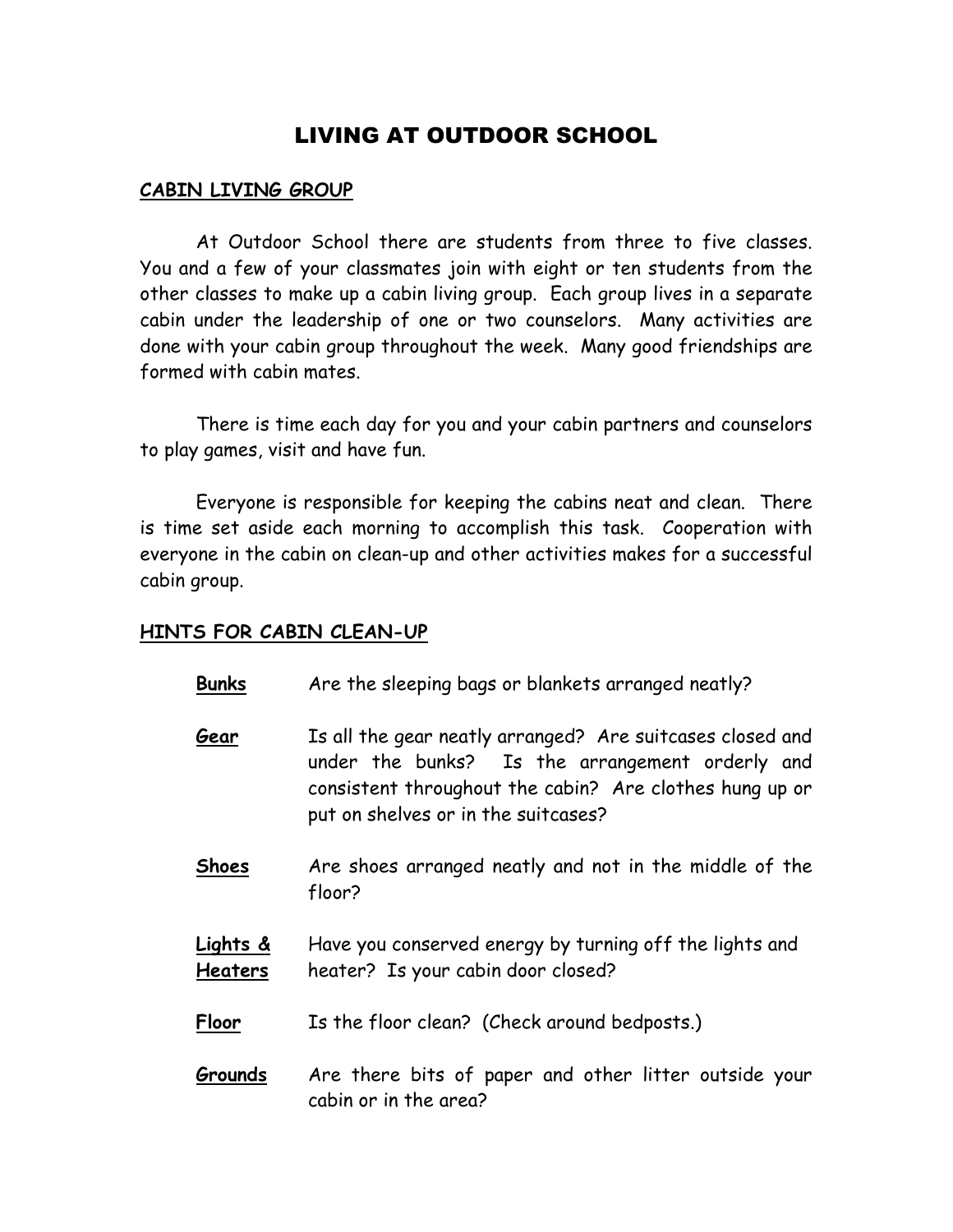# LIVING AT OUTDOOR SCHOOL

## CABIN LIVING GROUP

At Outdoor School there are students from three to five classes. You and a few of your classmates join with eight or ten students from the other classes to make up a cabin living group. Each group lives in a separate cabin under the leadership of one or two counselors. Many activities are done with your cabin group throughout the week. Many good friendships are formed with cabin mates.

There is time each day for you and your cabin partners and counselors to play games, visit and have fun.

Everyone is responsible for keeping the cabins neat and clean. There is time set aside each morning to accomplish this task. Cooperation with everyone in the cabin on clean-up and other activities makes for a successful cabin group.

## HINTS FOR CABIN CLEAN-UP

**Bunks** Are the sleeping bags or blankets arranged neatly?

**Gear** Is all the gear neatly arranged? Are suitcases closed and under the bunks? Is the arrangement orderly and consistent throughout the cabin? Are clothes hung up or put on shelves or in the suitcases?

**Shoes** Are shoes arranged neatly and not in the middle of the floor?

**Lights & Heaters** Have you conserved energy by turning off the lights and heater? Is your cabin door closed?

**Floor** Is the floor clean? (Check around bedposts.)

**Grounds** Are there bits of paper and other litter outside your cabin or in the area?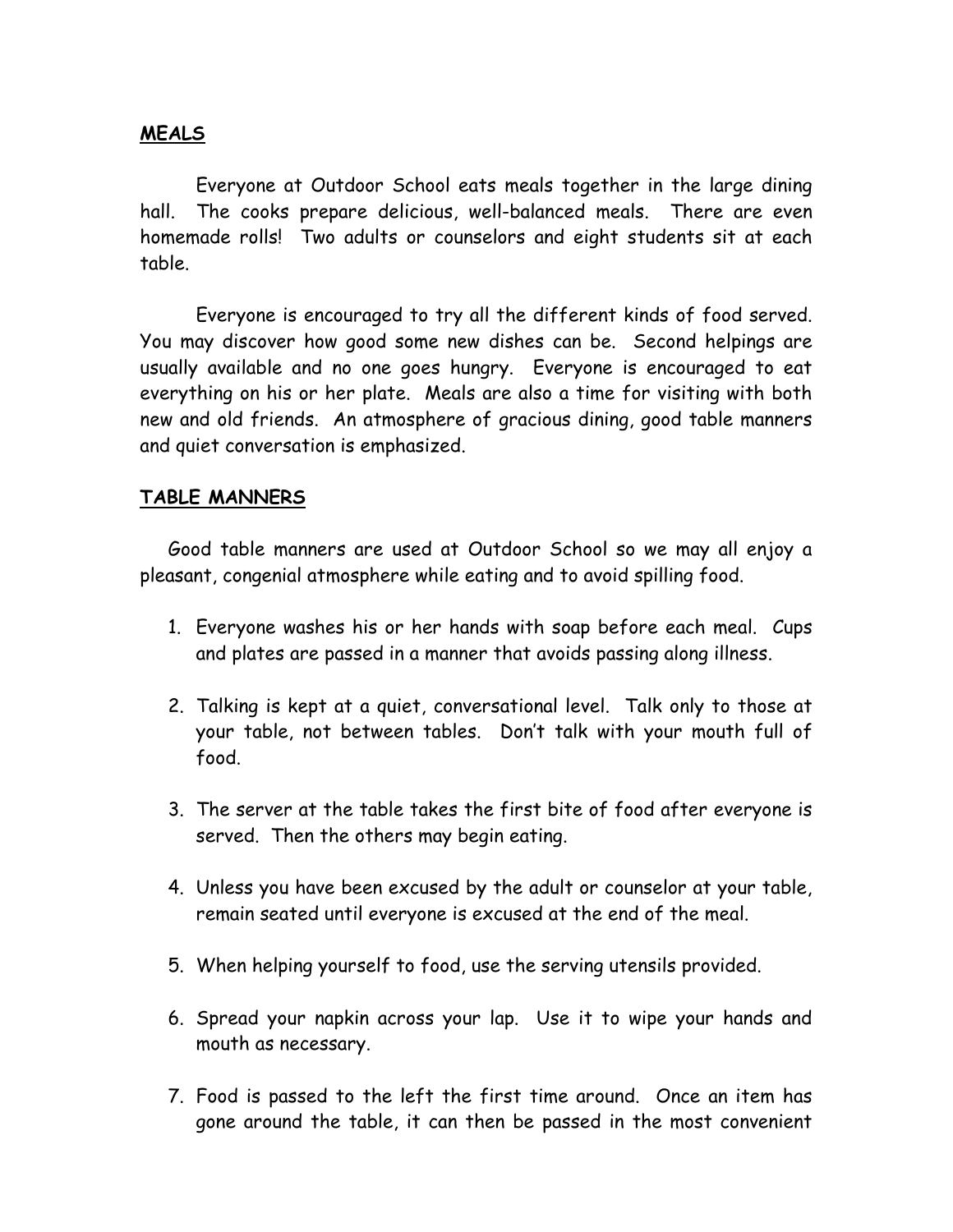## MEALS

Everyone at Outdoor School eats meals together in the large dining hall. The cooks prepare delicious, well-balanced meals. There are even homemade rolls! Two adults or counselors and eight students sit at each table.

Everyone is encouraged to try all the different kinds of food served. You may discover how good some new dishes can be. Second helpings are usually available and no one goes hungry. Everyone is encouraged to eat everything on his or her plate. Meals are also a time for visiting with both new and old friends. An atmosphere of gracious dining, good table manners and quiet conversation is emphasized.

## TABLE MANNERS

Good table manners are used at Outdoor School so we may all enjoy a pleasant, congenial atmosphere while eating and to avoid spilling food.

1. Everyone washes his or her hands with soap before each meal. Cups and plates are passed in a manner that avoids passing along illness.

2. Talking is kept at a quiet, conversational level. Talk only to those at your table, not between tables. Don't talk with your mouth full of food.

3. The server at the table takes the first bite of food after everyone is served. Then the others may begin eating.

4. Unless you have been excused by the adult or counselor at your table, remain seated until everyone is excused at the end of the meal.

5. When helping yourself to food, use the serving utensils provided.

6. Spread your napkin across your lap. Use it to wipe your hands and mouth as necessary.

7. Food is passed to the left the first time around. Once an item has gone around the table, it can then be passed in the most convenient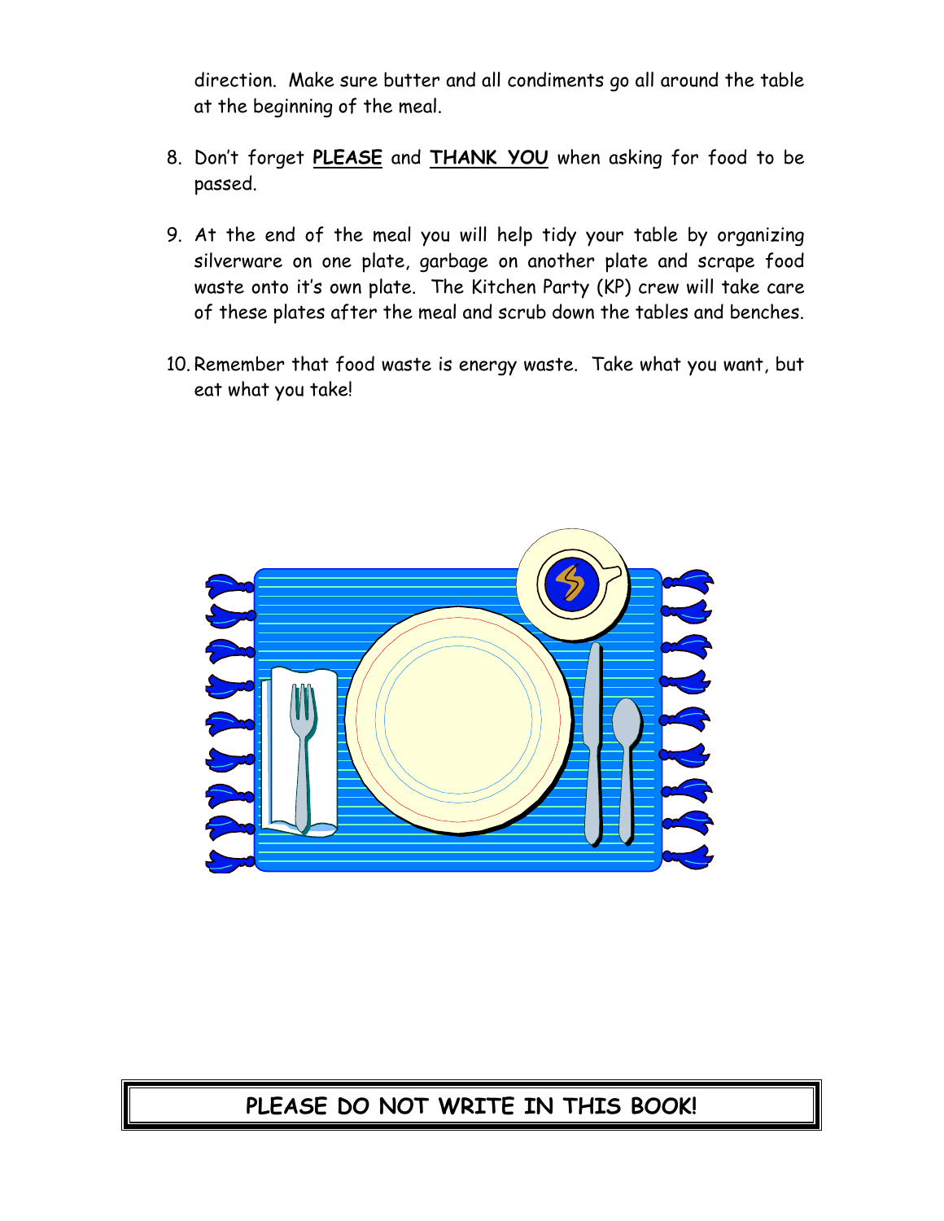direction. Make sure butter and all condiments go all around the table at the beginning of the meal.

8. Don't forget **<u>PLEASE</u>** and **<u>THANK YOU</u>** when asking for food to be passed.

9. At the end of the meal you will help tidy your table by organizing silverware on one plate, garbage on another plate and scrape food waste onto it's own plate. The Kitchen Party (KP) crew will take care of these plates after the meal and scrub down the tables and benches.

10. Remember that food waste is energy waste. Take what you want, but eat what you take!

**PLEASE DO NOT WRITE IN THIS BOOK!**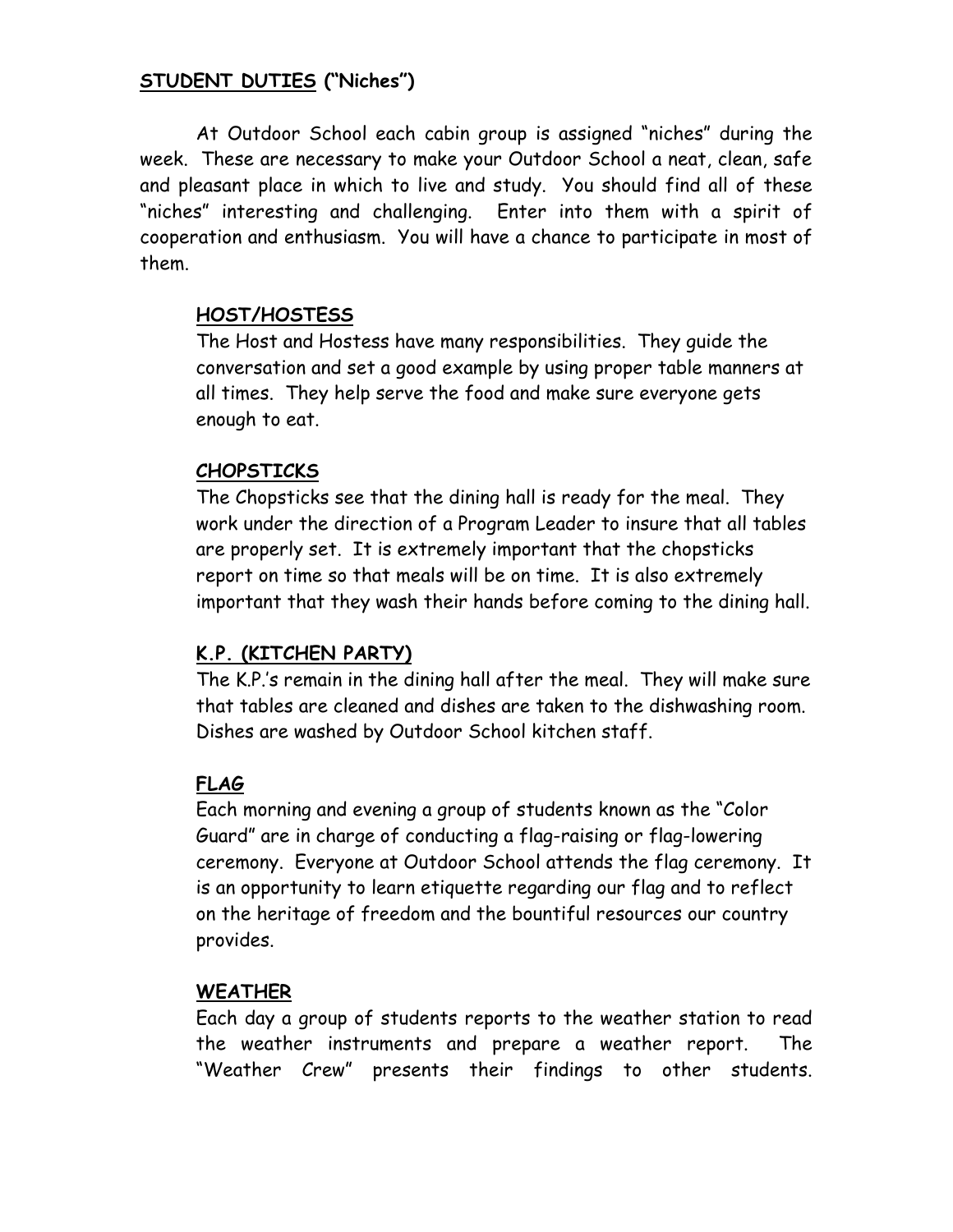## STUDENT DUTIES ("Niches")

At Outdoor School each cabin group is assigned "niches" during the week. These are necessary to make your Outdoor School a neat, clean, safe and pleasant place in which to live and study. You should find all of these "niches" interesting and challenging. Enter into them with a spirit of cooperation and enthusiasm. You will have a chance to participate in most of them.

### HOST/HOSTESS

The Host and Hostess have many responsibilities. They guide the conversation and set a good example by using proper table manners at all times. They help serve the food and make sure everyone gets enough to eat.

### CHOPSTICKS

The Chopsticks see that the dining hall is ready for the meal. They work under the direction of a Program Leader to insure that all tables are properly set. It is extremely important that the chopsticks report on time so that meals will be on time. It is also extremely important that they wash their hands before coming to the dining hall.

### K.P. (KITCHEN PARTY)

The K.P.'s remain in the dining hall after the meal. They will make sure that tables are cleaned and dishes are taken to the dishwashing room. Dishes are washed by Outdoor School kitchen staff.

### FLAG

Each morning and evening a group of students known as the "Color Guard" are in charge of conducting a flag-raising or flag-lowering ceremony. Everyone at Outdoor School attends the flag ceremony. It is an opportunity to learn etiquette regarding our flag and to reflect on the heritage of freedom and the bountiful resources our country provides.

### WEATHER

Each day a group of students reports to the weather station to read the weather instruments and prepare a weather report. The "Weather Crew" presents their findings to other students.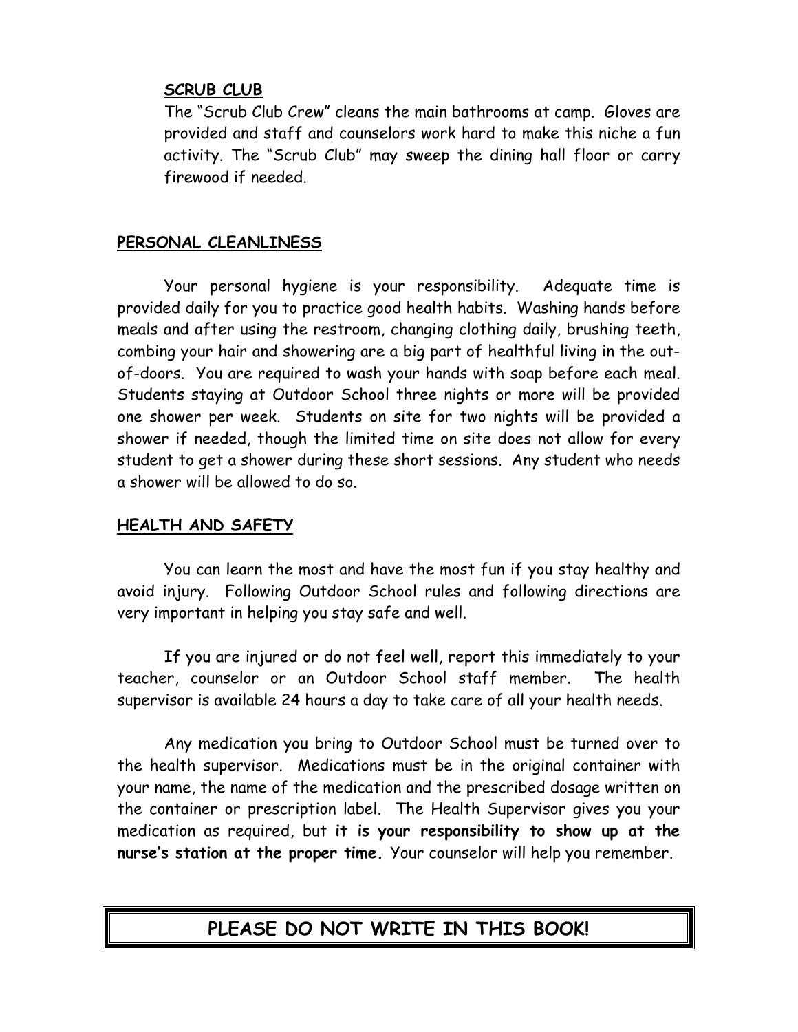## SCRUB CLUB

The "Scrub Club Crew" cleans the main bathrooms at camp. Gloves are provided and staff and counselors work hard to make this niche a fun activity. The "Scrub Club" may sweep the dining hall floor or carry firewood if needed.

## PERSONAL CLEANLINESS

Your personal hygiene is your responsibility. Adequate time is provided daily for you to practice good health habits. Washing hands before meals and after using the restroom, changing clothing daily, brushing teeth, combing your hair and showering are a big part of healthful living in the out-of-doors. You are required to wash your hands with soap before each meal. Students staying at Outdoor School three nights or more will be provided one shower per week. Students on site for two nights will be provided a shower if needed, though the limited time on site does not allow for every student to get a shower during these short sessions. Any student who needs a shower will be allowed to do so.

## HEALTH AND SAFETY

You can learn the most and have the most fun if you stay healthy and avoid injury. Following Outdoor School rules and following directions are very important in helping you stay safe and well.

If you are injured or do not feel well, report this immediately to your teacher, counselor or an Outdoor School staff member. The health supervisor is available 24 hours a day to take care of all your health needs.

Any medication you bring to Outdoor School must be turned over to the health supervisor. Medications must be in the original container with your name, the name of the medication and the prescribed dosage written on the container or prescription label. The Health Supervisor gives you your medication as required, but **it is your responsibility to show up at the nurse's station at the proper time.** Your counselor will help you remember.

**PLEASE DO NOT WRITE IN THIS BOOK!**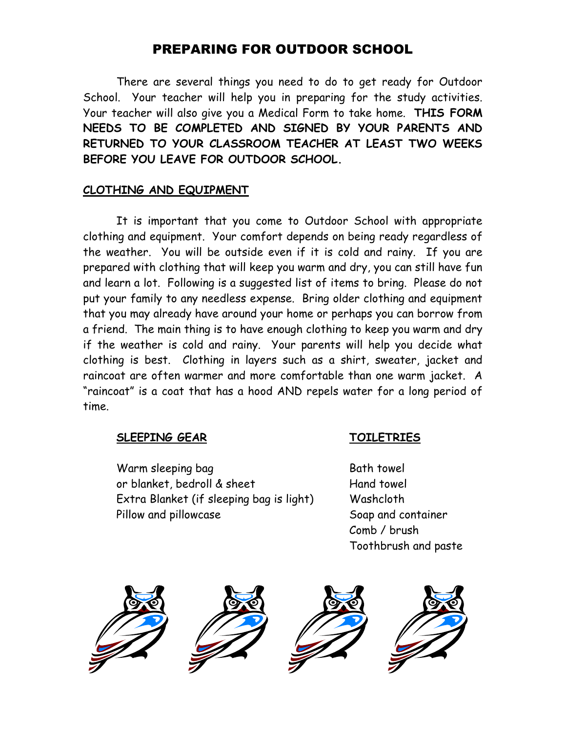# PREPARING FOR OUTDOOR SCHOOL

There are several things you need to do to get ready for Outdoor School. Your teacher will help you in preparing for the study activities. Your teacher will also give you a Medical Form to take home. **THIS FORM NEEDS TO BE COMPLETED AND SIGNED BY YOUR PARENTS AND RETURNED TO YOUR CLASSROOM TEACHER AT LEAST TWO WEEKS BEFORE YOU LEAVE FOR OUTDOOR SCHOOL.**

## CLOTHING AND EQUIPMENT

It is important that you come to Outdoor School with appropriate clothing and equipment. Your comfort depends on being ready regardless of the weather. You will be outside even if it is cold and rainy. If you are prepared with clothing that will keep you warm and dry, you can still have fun and learn a lot. Following is a suggested list of items to bring. Please do not put your family to any needless expense. Bring older clothing and equipment that you may already have around your home or perhaps you can borrow from a friend. The main thing is to have enough clothing to keep you warm and dry if the weather is cold and rainy. Your parents will help you decide what clothing is best. Clothing in layers such as a shirt, sweater, jacket and raincoat are often warmer and more comfortable than one warm jacket. A "raincoat" is a coat that has a hood AND repels water for a long period of time.

### SLEEPING GEAR

Warm sleeping bag
or blanket, bedroll & sheet
Extra Blanket (if sleeping bag is light)
Pillow and pillowcase

### TOILETRIES

Bath towel
Hand towel
Washcloth
Soap and container
Comb / brush
Toothbrush and paste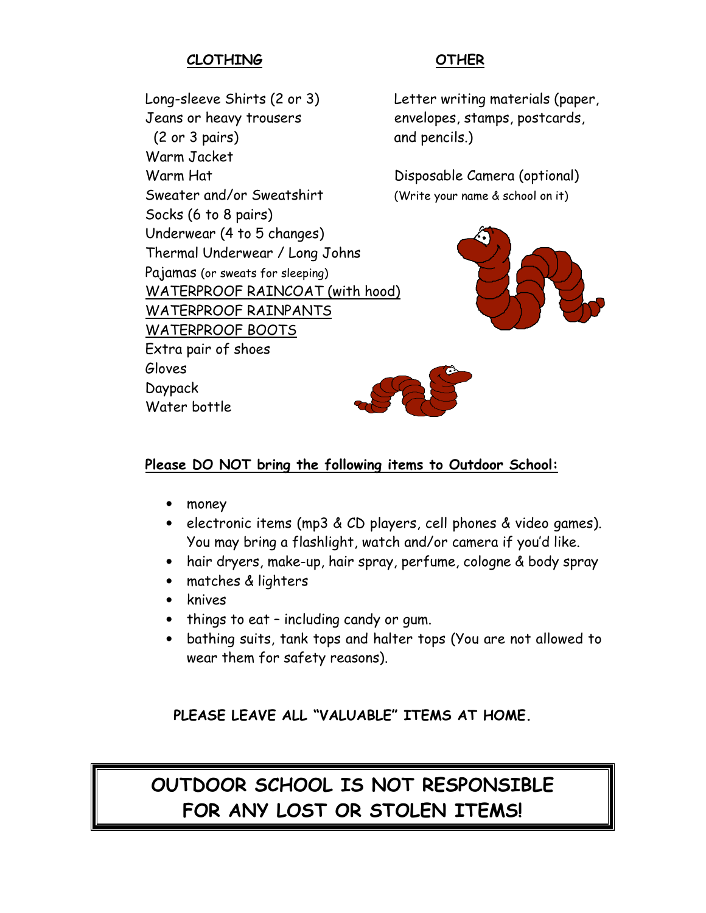**CLOTHING**

- Long-sleeve Shirts (2 or 3)
- Jeans or heavy trousers (2 or 3 pairs)
- Warm Jacket
- Warm Hat
- Sweater and/or Sweatshirt
- Socks (6 to 8 pairs)
- Underwear (4 to 5 changes)
- Thermal Underwear / Long Johns
- Pajamas (or sweats for sleeping)
- WATERPROOF RAINCOAT (with hood)
- WATERPROOF RAINPANTS
- WATERPROOF BOOTS
- Extra pair of shoes
- Gloves
- Daypack
- Water bottle

**OTHER**

- Letter writing materials (paper, envelopes, stamps, postcards, and pencils.)
- Disposable Camera (optional) (Write your name & school on it)

**Please DO NOT bring the following items to Outdoor School:**

- money
- electronic items (mp3 & CD players, cell phones & video games). You may bring a flashlight, watch and/or camera if you'd like.
- hair dryers, make-up, hair spray, perfume, cologne & body spray
- matches & lighters
- knives
- things to eat – including candy or gum.
- bathing suits, tank tops and halter tops (You are not allowed to wear them for safety reasons).

**PLEASE LEAVE ALL "VALUABLE" ITEMS AT HOME.**

**OUTDOOR SCHOOL IS NOT RESPONSIBLE FOR ANY LOST OR STOLEN ITEMS!**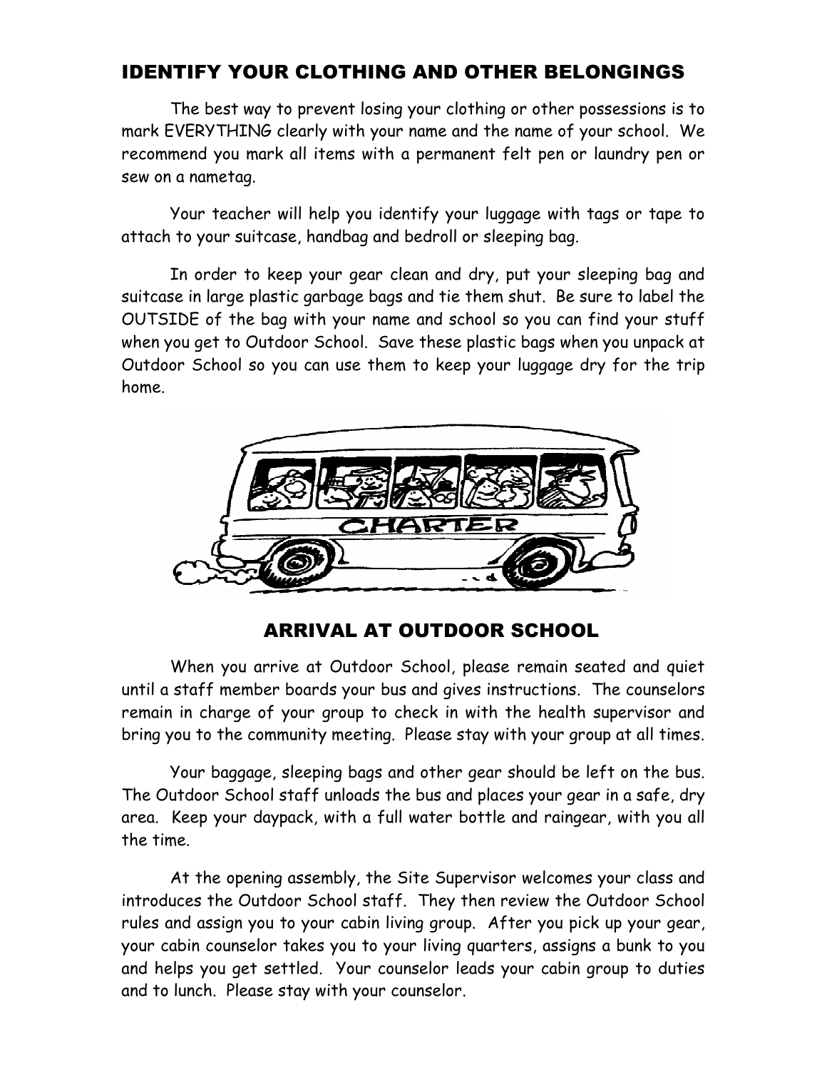## IDENTIFY YOUR CLOTHING AND OTHER BELONGINGS

The best way to prevent losing your clothing or other possessions is to mark EVERYTHING clearly with your name and the name of your school. We recommend you mark all items with a permanent felt pen or laundry pen or sew on a nametag.

Your teacher will help you identify your luggage with tags or tape to attach to your suitcase, handbag and bedroll or sleeping bag.

In order to keep your gear clean and dry, put your sleeping bag and suitcase in large plastic garbage bags and tie them shut. Be sure to label the OUTSIDE of the bag with your name and school so you can find your stuff when you get to Outdoor School. Save these plastic bags when you unpack at Outdoor School so you can use them to keep your luggage dry for the trip home.

## ARRIVAL AT OUTDOOR SCHOOL

When you arrive at Outdoor School, please remain seated and quiet until a staff member boards your bus and gives instructions. The counselors remain in charge of your group to check in with the health supervisor and bring you to the community meeting. Please stay with your group at all times.

Your baggage, sleeping bags and other gear should be left on the bus. The Outdoor School staff unloads the bus and places your gear in a safe, dry area. Keep your daypack, with a full water bottle and raingear, with you all the time.

At the opening assembly, the Site Supervisor welcomes your class and introduces the Outdoor School staff. They then review the Outdoor School rules and assign you to your cabin living group. After you pick up your gear, your cabin counselor takes you to your living quarters, assigns a bunk to you and helps you get settled. Your counselor leads your cabin group to duties and to lunch. Please stay with your counselor.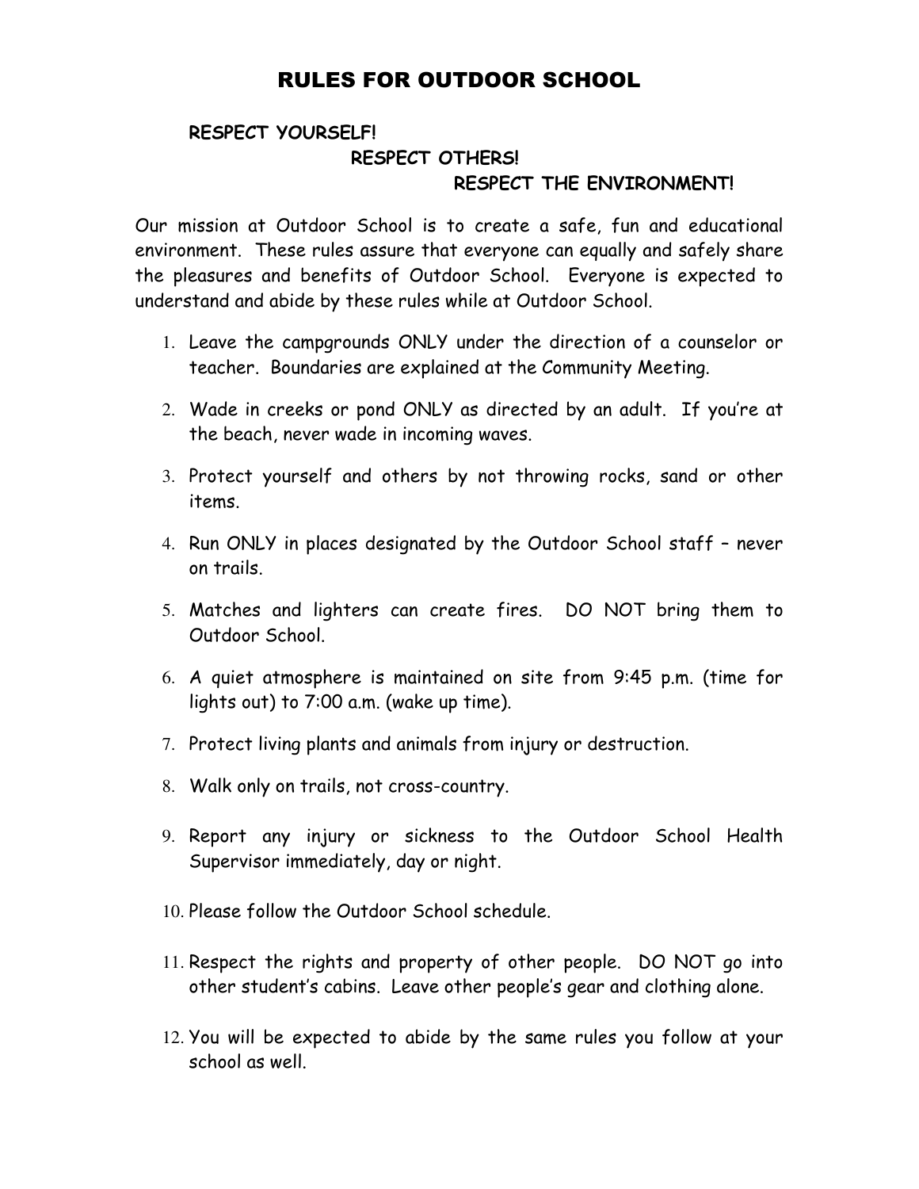# RULES FOR OUTDOOR SCHOOL

**RESPECT YOURSELF!**
**RESPECT OTHERS!**
**RESPECT THE ENVIRONMENT!**

Our mission at Outdoor School is to create a safe, fun and educational environment. These rules assure that everyone can equally and safely share the pleasures and benefits of Outdoor School. Everyone is expected to understand and abide by these rules while at Outdoor School.

1. Leave the campgrounds ONLY under the direction of a counselor or teacher. Boundaries are explained at the Community Meeting.
2. Wade in creeks or pond ONLY as directed by an adult. If you're at the beach, never wade in incoming waves.
3. Protect yourself and others by not throwing rocks, sand or other items.
4. Run ONLY in places designated by the Outdoor School staff – never on trails.
5. Matches and lighters can create fires. DO NOT bring them to Outdoor School.
6. A quiet atmosphere is maintained on site from 9:45 p.m. (time for lights out) to 7:00 a.m. (wake up time).
7. Protect living plants and animals from injury or destruction.
8. Walk only on trails, not cross-country.
9. Report any injury or sickness to the Outdoor School Health Supervisor immediately, day or night.
10. Please follow the Outdoor School schedule.
11. Respect the rights and property of other people. DO NOT go into other student's cabins. Leave other people's gear and clothing alone.
12. You will be expected to abide by the same rules you follow at your school as well.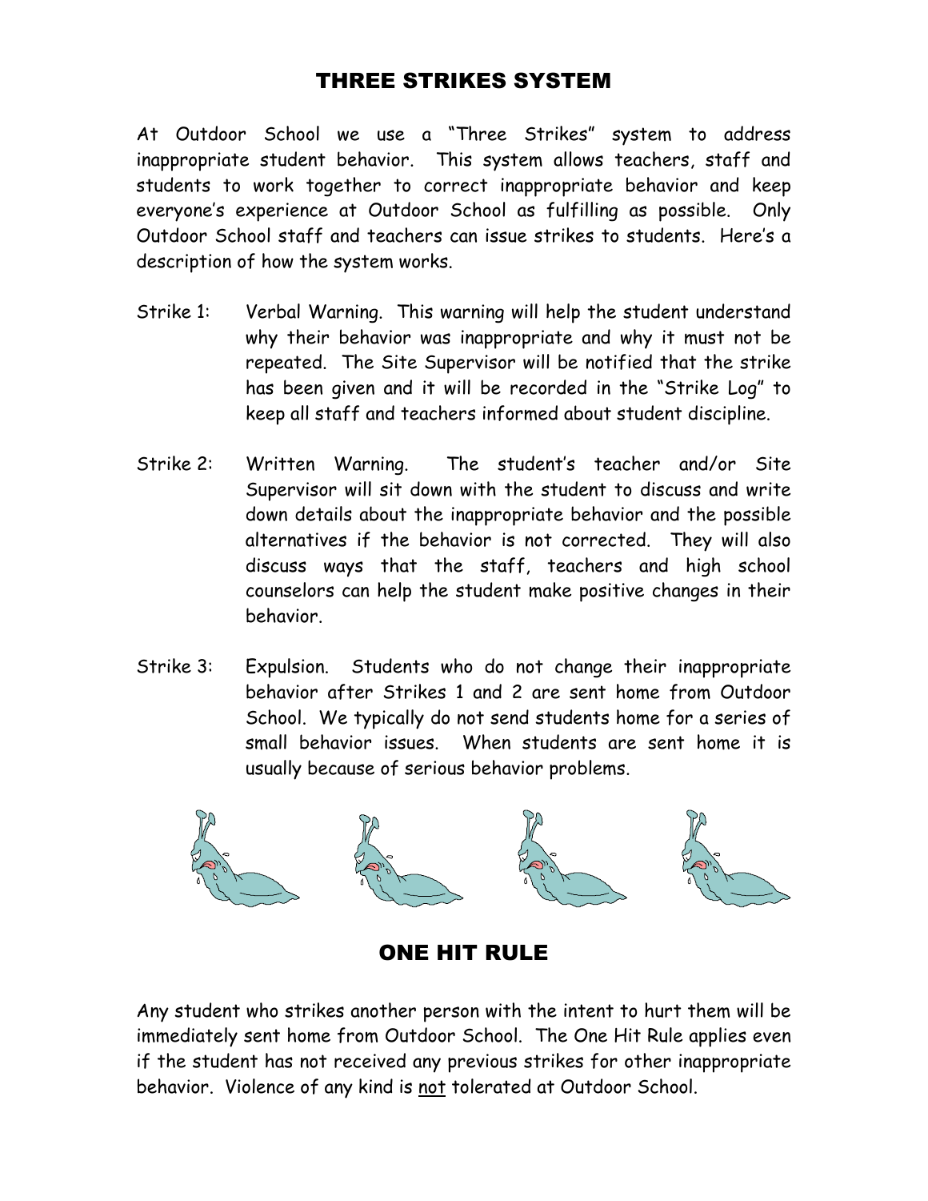## THREE STRIKES SYSTEM

At Outdoor School we use a "Three Strikes" system to address inappropriate student behavior. This system allows teachers, staff and students to work together to correct inappropriate behavior and keep everyone's experience at Outdoor School as fulfilling as possible. Only Outdoor School staff and teachers can issue strikes to students. Here's a description of how the system works.

Strike 1: Verbal Warning. This warning will help the student understand why their behavior was inappropriate and why it must not be repeated. The Site Supervisor will be notified that the strike has been given and it will be recorded in the "Strike Log" to keep all staff and teachers informed about student discipline.

Strike 2: Written Warning. The student's teacher and/or Site Supervisor will sit down with the student to discuss and write down details about the inappropriate behavior and the possible alternatives if the behavior is not corrected. They will also discuss ways that the staff, teachers and high school counselors can help the student make positive changes in their behavior.

Strike 3: Expulsion. Students who do not change their inappropriate behavior after Strikes 1 and 2 are sent home from Outdoor School. We typically do not send students home for a series of small behavior issues. When students are sent home it is usually because of serious behavior problems.

## ONE HIT RULE

Any student who strikes another person with the intent to hurt them will be immediately sent home from Outdoor School. The One Hit Rule applies even if the student has not received any previous strikes for other inappropriate behavior. Violence of any kind is <u>not</u> tolerated at Outdoor School.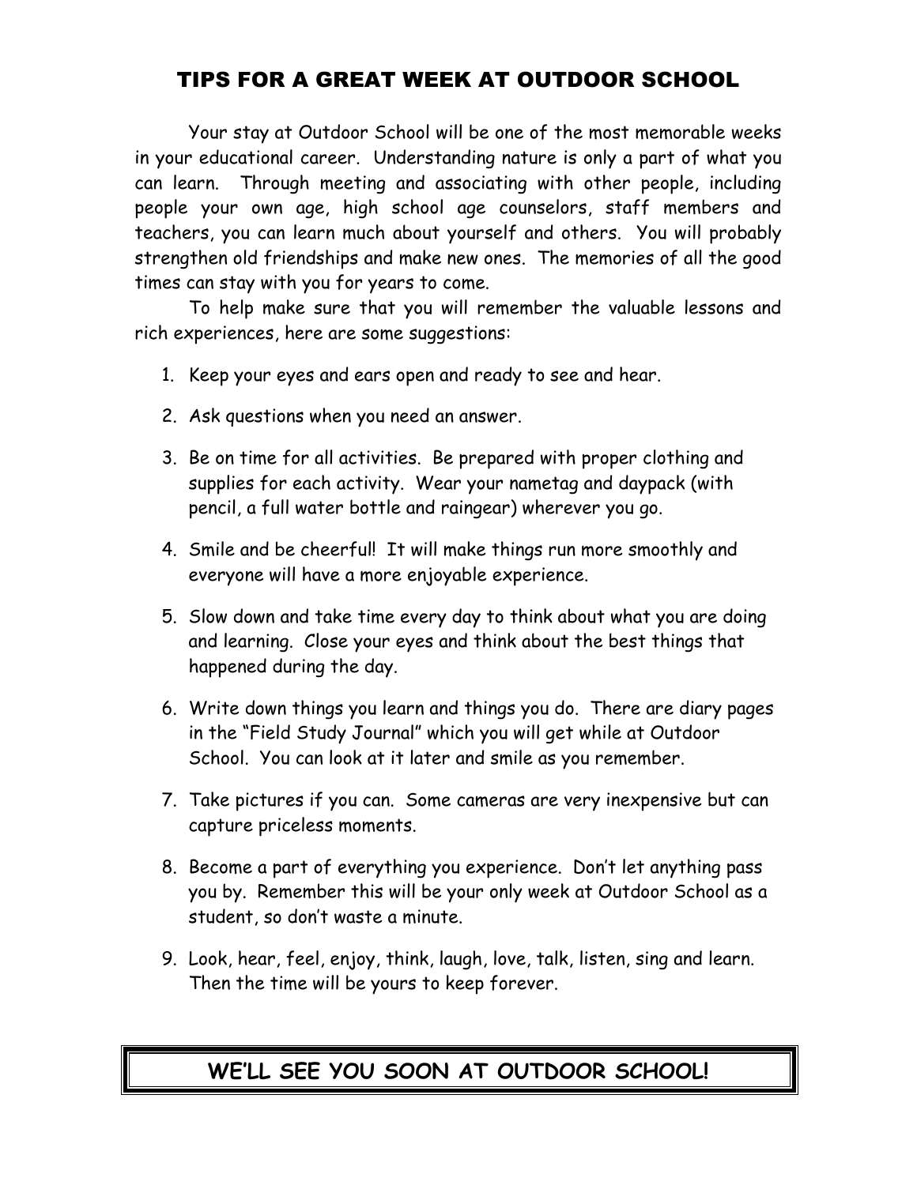# TIPS FOR A GREAT WEEK AT OUTDOOR SCHOOL

Your stay at Outdoor School will be one of the most memorable weeks in your educational career. Understanding nature is only a part of what you can learn. Through meeting and associating with other people, including people your own age, high school age counselors, staff members and teachers, you can learn much about yourself and others. You will probably strengthen old friendships and make new ones. The memories of all the good times can stay with you for years to come.

To help make sure that you will remember the valuable lessons and rich experiences, here are some suggestions:

1. Keep your eyes and ears open and ready to see and hear.
2. Ask questions when you need an answer.
3. Be on time for all activities. Be prepared with proper clothing and supplies for each activity. Wear your nametag and daypack (with pencil, a full water bottle and raingear) wherever you go.
4. Smile and be cheerful! It will make things run more smoothly and everyone will have a more enjoyable experience.
5. Slow down and take time every day to think about what you are doing and learning. Close your eyes and think about the best things that happened during the day.
6. Write down things you learn and things you do. There are diary pages in the "Field Study Journal" which you will get while at Outdoor School. You can look at it later and smile as you remember.
7. Take pictures if you can. Some cameras are very inexpensive but can capture priceless moments.
8. Become a part of everything you experience. Don't let anything pass you by. Remember this will be your only week at Outdoor School as a student, so don't waste a minute.
9. Look, hear, feel, enjoy, think, laugh, love, talk, listen, sing and learn. Then the time will be yours to keep forever.

**WE'LL SEE YOU SOON AT OUTDOOR SCHOOL!**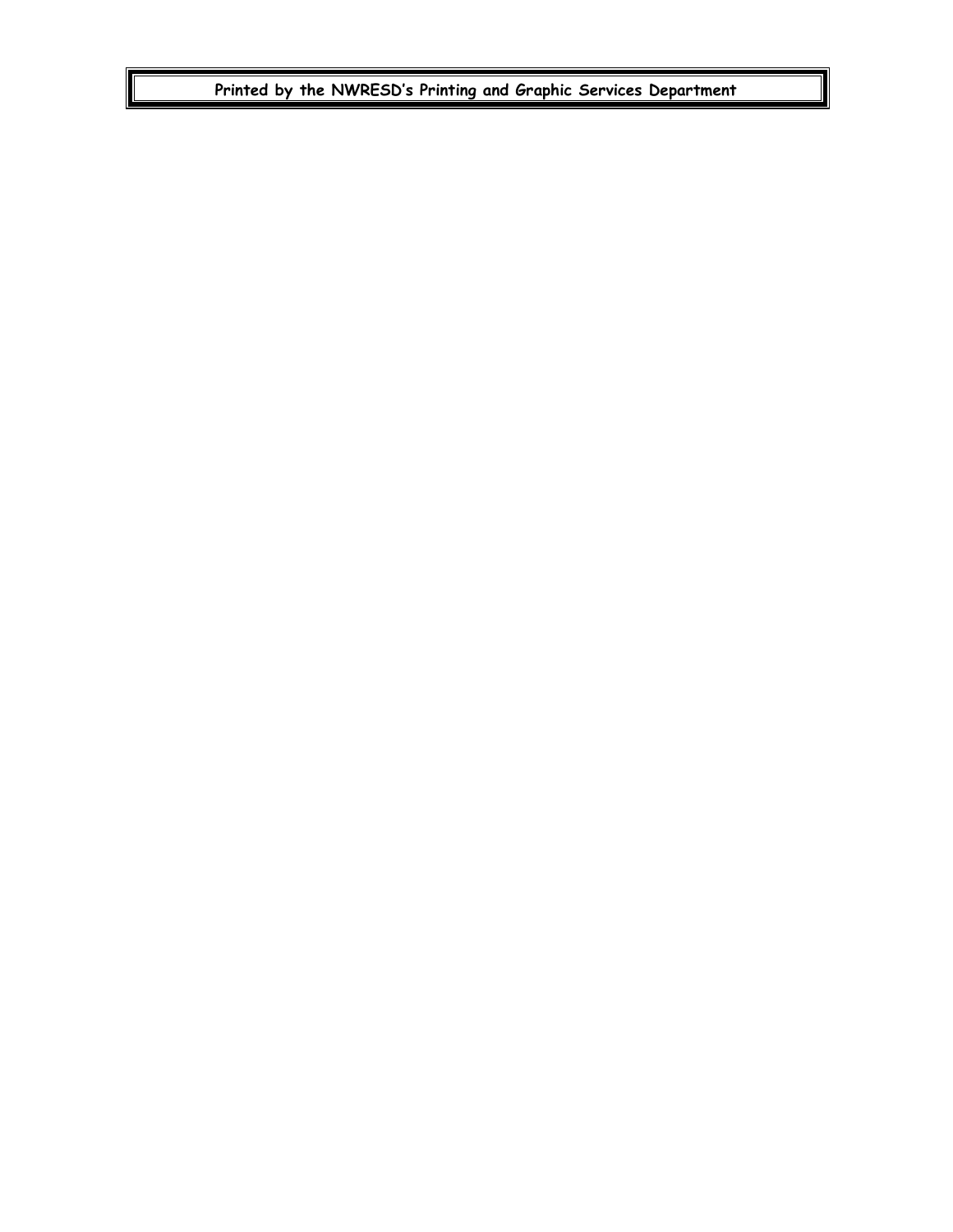**Printed by the NWRESD's Printing and Graphic Services Department**